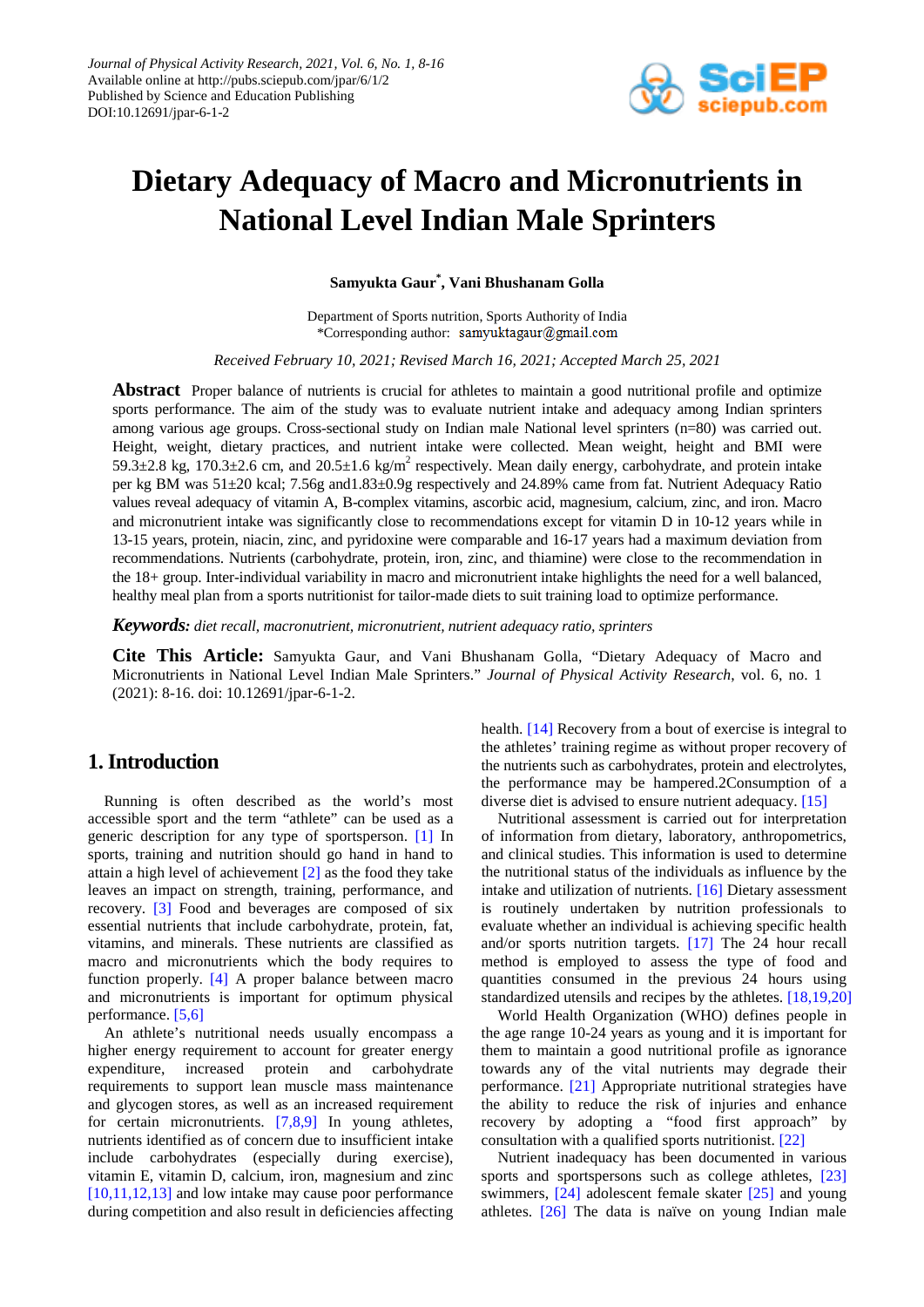# Dietary Adequacy of Macro and Micronutrients in National Level Indian Male Sprinters

**Samyukta Gaur*, Vani Bhushanam Golla**

Department of Sports nutrition, Sports Authority of India
*Corresponding author: samyuktagaur@gmail.com

*Received February 10, 2021; Revised March 16, 2021; Accepted March 25, 2021*

**Abstract** Proper balance of nutrients is crucial for athletes to maintain a good nutritional profile and optimize sports performance. The aim of the study was to evaluate nutrient intake and adequacy among Indian sprinters among various age groups. Cross-sectional study on Indian male National level sprinters (n=80) was carried out. Height, weight, dietary practices, and nutrient intake were collected. Mean weight, height and BMI were 59.3±2.8 kg, 170.3±2.6 cm, and 20.5±1.6 kg/m$^2$ respectively. Mean daily energy, carbohydrate, and protein intake per kg BM was 51±20 kcal; 7.56g and1.83±0.9g respectively and 24.89% came from fat. Nutrient Adequacy Ratio values reveal adequacy of vitamin A, B-complex vitamins, ascorbic acid, magnesium, calcium, zinc, and iron. Macro and micronutrient intake was significantly close to recommendations except for vitamin D in 10-12 years while in 13-15 years, protein, niacin, zinc, and pyridoxine were comparable and 16-17 years had a maximum deviation from recommendations. Nutrients (carbohydrate, protein, iron, zinc, and thiamine) were close to the recommendation in the 18+ group. Inter-individual variability in macro and micronutrient intake highlights the need for a well balanced, healthy meal plan from a sports nutritionist for tailor-made diets to suit training load to optimize performance.

***Keywords:*** *diet recall, macronutrient, micronutrient, nutrient adequacy ratio, sprinters*

**Cite This Article:** Samyukta Gaur, and Vani Bhushanam Golla, "Dietary Adequacy of Macro and Micronutrients in National Level Indian Male Sprinters." *Journal of Physical Activity Research*, vol. 6, no. 1 (2021): 8-16. doi: 10.12691/jpar-6-1-2.

## 1. Introduction

Running is often described as the world's most accessible sport and the term "athlete" can be used as a generic description for any type of sportsperson. [1] In sports, training and nutrition should go hand in hand to attain a high level of achievement [2] as the food they take leaves an impact on strength, training, performance, and recovery. [3] Food and beverages are composed of six essential nutrients that include carbohydrate, protein, fat, vitamins, and minerals. These nutrients are classified as macro and micronutrients which the body requires to function properly. [4] A proper balance between macro and micronutrients is important for optimum physical performance. [5,6]

An athlete's nutritional needs usually encompass a higher energy requirement to account for greater energy expenditure, increased protein and carbohydrate requirements to support lean muscle mass maintenance and glycogen stores, as well as an increased requirement for certain micronutrients. [7,8,9] In young athletes, nutrients identified as of concern due to insufficient intake include carbohydrates (especially during exercise), vitamin E, vitamin D, calcium, iron, magnesium and zinc [10,11,12,13] and low intake may cause poor performance during competition and also result in deficiencies affecting health. [14] Recovery from a bout of exercise is integral to the athletes' training regime as without proper recovery of the nutrients such as carbohydrates, protein and electrolytes, the performance may be hampered.2Consumption of a diverse diet is advised to ensure nutrient adequacy. [15]

Nutritional assessment is carried out for interpretation of information from dietary, laboratory, anthropometrics, and clinical studies. This information is used to determine the nutritional status of the individuals as influence by the intake and utilization of nutrients. [16] Dietary assessment is routinely undertaken by nutrition professionals to evaluate whether an individual is achieving specific health and/or sports nutrition targets. [17] The 24 hour recall method is employed to assess the type of food and quantities consumed in the previous 24 hours using standardized utensils and recipes by the athletes. [18,19,20]

World Health Organization (WHO) defines people in the age range 10-24 years as young and it is important for them to maintain a good nutritional profile as ignorance towards any of the vital nutrients may degrade their performance. [21] Appropriate nutritional strategies have the ability to reduce the risk of injuries and enhance recovery by adopting a "food first approach" by consultation with a qualified sports nutritionist. [22]

Nutrient inadequacy has been documented in various sports and sportspersons such as college athletes, [23] swimmers, [24] adolescent female skater [25] and young athletes. [26] The data is naïve on young Indian male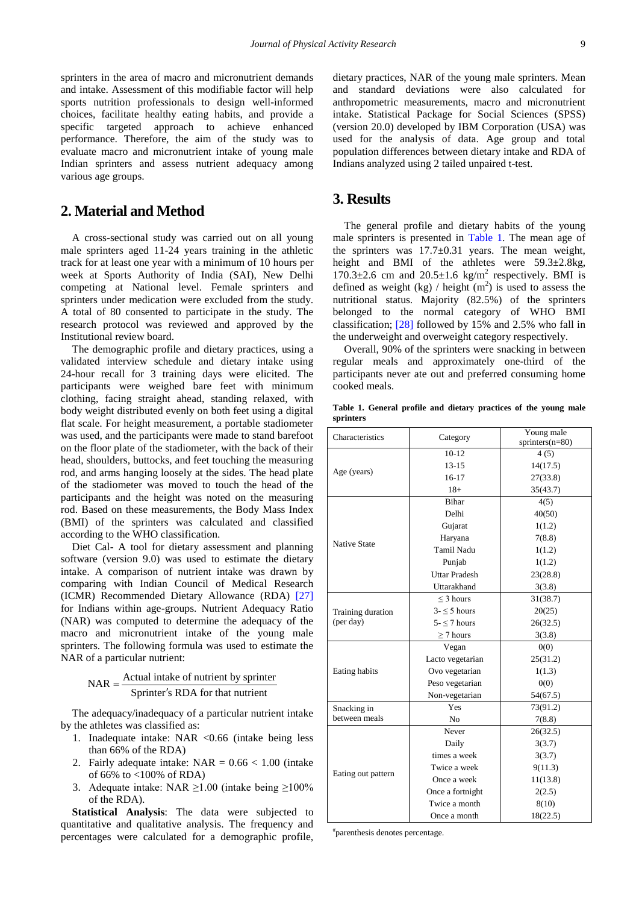sprinters in the area of macro and micronutrient demands and intake. Assessment of this modifiable factor will help sports nutrition professionals to design well-informed choices, facilitate healthy eating habits, and provide a specific targeted approach to achieve enhanced performance. Therefore, the aim of the study was to evaluate macro and micronutrient intake of young male Indian sprinters and assess nutrient adequacy among various age groups.

## 2. Material and Method

A cross-sectional study was carried out on all young male sprinters aged 11-24 years training in the athletic track for at least one year with a minimum of 10 hours per week at Sports Authority of India (SAI), New Delhi competing at National level. Female sprinters and sprinters under medication were excluded from the study. A total of 80 consented to participate in the study. The research protocol was reviewed and approved by the Institutional review board.

The demographic profile and dietary practices, using a validated interview schedule and dietary intake using 24-hour recall for 3 training days were elicited. The participants were weighed bare feet with minimum clothing, facing straight ahead, standing relaxed, with body weight distributed evenly on both feet using a digital flat scale. For height measurement, a portable stadiometer was used, and the participants were made to stand barefoot on the floor plate of the stadiometer, with the back of their head, shoulders, buttocks, and feet touching the measuring rod, and arms hanging loosely at the sides. The head plate of the stadiometer was moved to touch the head of the participants and the height was noted on the measuring rod. Based on these measurements, the Body Mass Index (BMI) of the sprinters was calculated and classified according to the WHO classification.

Diet Cal- A tool for dietary assessment and planning software (version 9.0) was used to estimate the dietary intake. A comparison of nutrient intake was drawn by comparing with Indian Council of Medical Research (ICMR) Recommended Dietary Allowance (RDA) [27] for Indians within age-groups. Nutrient Adequacy Ratio (NAR) was computed to determine the adequacy of the macro and micronutrient intake of the young male sprinters. The following formula was used to estimate the NAR of a particular nutrient:

$$NAR = \frac{\text{Actual intake of nutrient by sprinter}}{\text{Sprinter's RDA for that nutrient}}$$

The adequacy/inadequacy of a particular nutrient intake by the athletes was classified as:

1. Inadequate intake: NAR <0.66 (intake being less than 66% of the RDA)
2. Fairly adequate intake: NAR = 0.66 < 1.00 (intake of 66% to <100% of RDA)
3. Adequate intake: NAR ≥1.00 (intake being ≥100% of the RDA).

**Statistical Analysis**: The data were subjected to quantitative and qualitative analysis. The frequency and percentages were calculated for a demographic profile, dietary practices, NAR of the young male sprinters. Mean and standard deviations were also calculated for anthropometric measurements, macro and micronutrient intake. Statistical Package for Social Sciences (SPSS) (version 20.0) developed by IBM Corporation (USA) was used for the analysis of data. Age group and total population differences between dietary intake and RDA of Indians analyzed using 2 tailed unpaired t-test.

## 3. Results

The general profile and dietary habits of the young male sprinters is presented in Table 1. The mean age of the sprinters was 17.7±0.31 years. The mean weight, height and BMI of the athletes were 59.3±2.8kg, 170.3±2.6 cm and 20.5±1.6 kg/$m^2$ respectively. BMI is defined as weight (kg) / height ($m^2$) is used to assess the nutritional status. Majority (82.5%) of the sprinters belonged to the normal category of WHO BMI classification; [28] followed by 15% and 2.5% who fall in the underweight and overweight category respectively.

Overall, 90% of the sprinters were snacking in between regular meals and approximately one-third of the participants never ate out and preferred consuming home cooked meals.

**Table 1. General profile and dietary practices of the young male sprinters**

| Characteristics | Category | Young male sprinters(n=80) |
|---|---|---|
| Age (years) | 10-12 | 4 (5) |
| | 13-15 | 14(17.5) |
| | 16-17 | 27(33.8) |
| | 18+ | 35(43.7) |
| Native State | Bihar | 4(5) |
| | Delhi | 40(50) |
| | Gujarat | 1(1.2) |
| | Haryana | 7(8.8) |
| | Tamil Nadu | 1(1.2) |
| | Punjab | 1(1.2) |
| | Uttar Pradesh | 23(28.8) |
| | Uttarakhand | 3(3.8) |
| Training duration (per day) | ≤ 3 hours | 31(38.7) |
| | 3- ≤ 5 hours | 20(25) |
| | 5- ≤ 7 hours | 26(32.5) |
| | ≥ 7 hours | 3(3.8) |
| Eating habits | Vegan | 0(0) |
| | Lacto vegetarian | 25(31.2) |
| | Ovo vegetarian | 1(1.3) |
| | Peso vegetarian | 0(0) |
| | Non-vegetarian | 54(67.5) |
| Snacking in between meals | Yes | 73(91.2) |
| | No | 7(8.8) |
| Eating out pattern | Never | 26(32.5) |
| | Daily | 3(3.7) |
| | times a week | 3(3.7) |
| | Twice a week | 9(11.3) |
| | Once a week | 11(13.8) |
| | Once a fortnight | 2(2.5) |
| | Twice a month | 8(10) |
| | Once a month | 18(22.5) |

#parenthesis denotes percentage.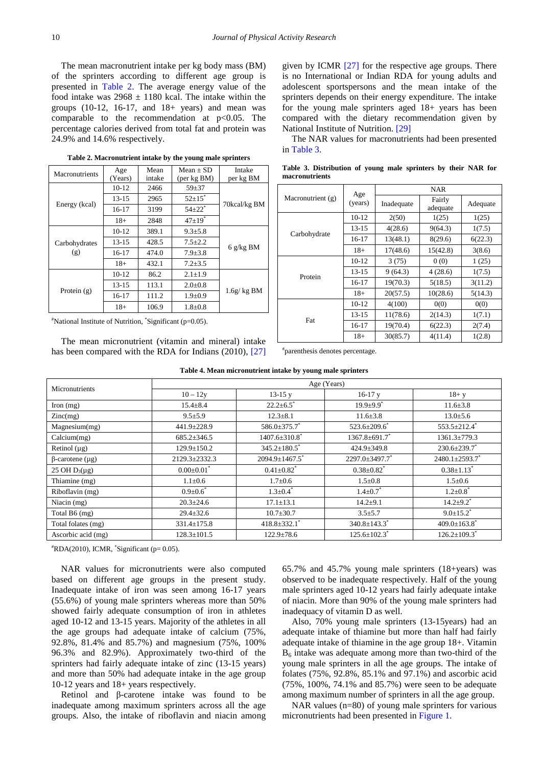The mean macronutrient intake per kg body mass (BM) of the sprinters according to different age group is presented in Table 2. The average energy value of the food intake was 2968 ± 1180 kcal. The intake within the groups (10-12, 16-17, and 18+ years) and mean was comparable to the recommendation at $p<0.05$. The percentage calories derived from total fat and protein was 24.9% and 14.6% respectively.

**Table 2. Macronutrient intake by the young male sprinters**

| Macronutrients | Age (Years) | Mean intake | Mean ± SD (per kg BM) | Intake per kg BM |
|---|---|---|---|---|
| Energy (kcal) | 10-12 | 2466 | 59±37 | 70kcal/kg BM |
| | 13-15 | 2965 | 52±15* | |
| | 16-17 | 3199 | 54±22* | |
| | 18+ | 2848 | 47±19* | |
| Carbohydrates (g) | 10-12 | 389.1 | 9.3±5.8 | 6 g/kg BM |
| | 13-15 | 428.5 | 7.5±2.2 | |
| | 16-17 | 474.0 | 7.9±3.8 | |
| | 18+ | 432.1 | 7.2±3.5 | |
| Protein (g) | 10-12 | 86.2 | 2.1±1.9 | 1.6g/ kg BM |
| | 13-15 | 113.1 | 2.0±0.8 | |
| | 16-17 | 111.2 | 1.9±0.9 | |
| | 18+ | 106.9 | 1.8±0.8 | |

#National Institute of Nutrition, *Significant (p=0.05).

The mean micronutrient (vitamin and mineral) intake has been compared with the RDA for Indians (2010), [27] given by ICMR [27] for the respective age groups. There is no International or Indian RDA for young adults and adolescent sportspersons and the mean intake of the sprinters depends on their energy expenditure. The intake for the young male sprinters aged 18+ years has been compared with the dietary recommendation given by National Institute of Nutrition. [29]

The NAR values for macronutrients had been presented in Table 3.

**Table 3. Distribution of young male sprinters by their NAR for macronutrients**

| Macronutrient (g) | Age (years) | NAR | | |
|---|---|---|---|---|
| | | Inadequate | Fairly adequate | Adequate |
| Carbohydrate | 10-12 | 2(50) | 1(25) | 1(25) |
| | 13-15 | 4(28.6) | 9(64.3) | 1(7.5) |
| | 16-17 | 13(48.1) | 8(29.6) | 6(22.3) |
| | 18+ | 17(48.6) | 15(42.8) | 3(8.6) |
| Protein | 10-12 | 3 (75) | 0 (0) | 1 (25) |
| | 13-15 | 9 (64.3) | 4 (28.6) | 1(7.5) |
| | 16-17 | 19(70.3) | 5(18.5) | 3(11.2) |
| | 18+ | 20(57.5) | 10(28.6) | 5(14.3) |
| Fat | 10-12 | 4(100) | 0(0) | 0(0) |
| | 13-15 | 11(78.6) | 2(14.3) | 1(7.1) |
| | 16-17 | 19(70.4) | 6(22.3) | 2(7.4) |
| | 18+ | 30(85.7) | 4(11.4) | 1(2.8) |

#parenthesis denotes percentage.

**Table 4. Mean micronutrient intake by young male sprinters**

| Micronutrients | Age (Years) | | | |
|---|---|---|---|---|
| | 10 – 12y | 13-15 y | 16-17 y | 18+ y |
| Iron (mg) | 15.4±8.4 | 22.2±6.5* | 19.9±9.9* | 11.6±3.8 |
| Zinc(mg) | 9.5±5.9 | 12.3±8.1 | 11.6±3.8 | 13.0±5.6 |
| Magnesium(mg) | 441.9±228.9 | 586.0±375.7* | 523.6±209.6* | 553.5±212.4* |
| Calcium(mg) | 685.2±346.5 | 1407.6±310.8* | 1367.8±691.7* | 1361.3±779.3 |
| Retinol (µg) | 129.9±150.2 | 345.2±180.5* | 424.9±349.8 | 230.6±239.7* |
| β-carotene (µg) | 2129.3±2332.3 | 2094.9±1467.5* | 2297.0±3497.7* | 2480.1±2593.7* |
| 25 OH $D_3$(µg) | 0.00±0.01* | 0.41±0.82* | 0.38±0.82* | 0.38±1.13* |
| Thiamine (mg) | 1.1±0.6 | 1.7±0.6 | 1.5±0.8 | 1.5±0.6 |
| Riboflavin (mg) | 0.9±0.6* | 1.3±0.4* | 1.4±0.7* | 1.2±0.8* |
| Niacin (mg) | 20.3±24.6 | 17.1±13.1 | 14.2±9.1 | 14.2±9.2* |
| Total B6 (mg) | 29.4±32.6 | 10.7±30.7 | 3.5±5.7 | 9.0±15.2* |
| Total folates (mg) | 331.4±175.8 | 418.8±332.1* | 340.8±143.3* | 409.0±163.8* |
| Ascorbic acid (mg) | 128.3±101.5 | 122.9±78.6 | 125.6±102.3* | 126.2±109.3* |

#RDA(2010), ICMR, *Significant (p= 0.05).

NAR values for micronutrients were also computed based on different age groups in the present study. Inadequate intake of iron was seen among 16-17 years (55.6%) of young male sprinters whereas more than 50% showed fairly adequate consumption of iron in athletes aged 10-12 and 13-15 years. Majority of the athletes in all the age groups had adequate intake of calcium (75%, 92.8%, 81.4% and 85.7%) and magnesium (75%, 100% 96.3% and 82.9%). Approximately two-third of the sprinters had fairly adequate intake of zinc (13-15 years) and more than 50% had adequate intake in the age group 10-12 years and 18+ years respectively.

Retinol and β-carotene intake was found to be inadequate among maximum sprinters across all the age groups. Also, the intake of riboflavin and niacin among 65.7% and 45.7% young male sprinters (18+years) was observed to be inadequate respectively. Half of the young male sprinters aged 10-12 years had fairly adequate intake of niacin. More than 90% of the young male sprinters had inadequacy of vitamin D as well.

Also, 70% young male sprinters (13-15years) had an adequate intake of thiamine but more than half had fairly adequate intake of thiamine in the age group 18+. Vitamin $B_6$ intake was adequate among more than two-third of the young male sprinters in all the age groups. The intake of folates (75%, 92.8%, 85.1% and 97.1%) and ascorbic acid (75%, 100%, 74.1% and 85.7%) were seen to be adequate among maximum number of sprinters in all the age group.

NAR values (n=80) of young male sprinters for various micronutrients had been presented in Figure 1.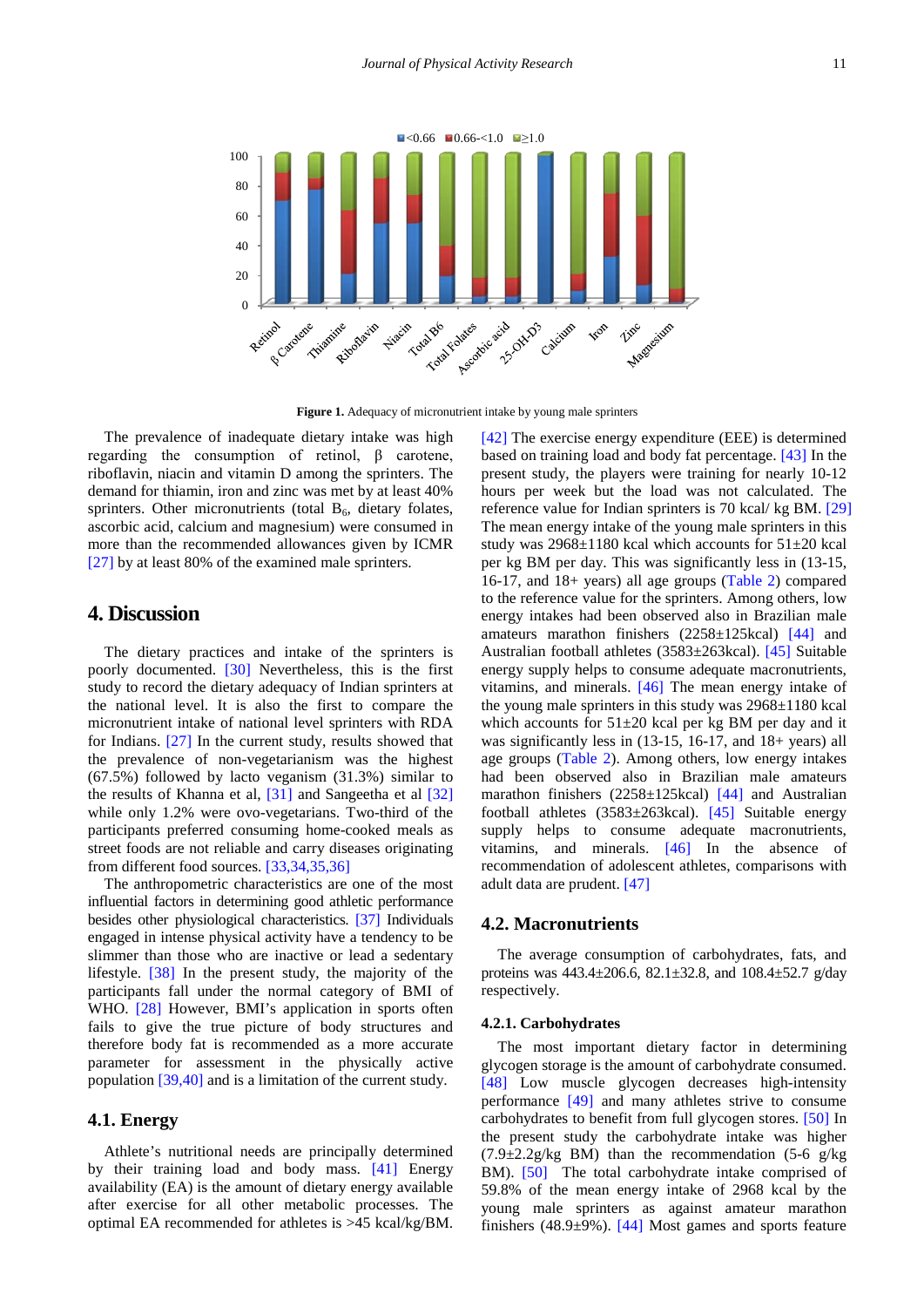Figure 1. Adequacy of micronutrient intake by young male sprinters

The prevalence of inadequate dietary intake was high regarding the consumption of retinol, β carotene, riboflavin, niacin and vitamin D among the sprinters. The demand for thiamin, iron and zinc was met by at least 40% sprinters. Other micronutrients (total $B_6$, dietary folates, ascorbic acid, calcium and magnesium) were consumed in more than the recommended allowances given by ICMR [27] by at least 80% of the examined male sprinters.

## 4. Discussion

The dietary practices and intake of the sprinters is poorly documented. [30] Nevertheless, this is the first study to record the dietary adequacy of Indian sprinters at the national level. It is also the first to compare the micronutrient intake of national level sprinters with RDA for Indians. [27] In the current study, results showed that the prevalence of non-vegetarianism was the highest (67.5%) followed by lacto veganism (31.3%) similar to the results of Khanna et al, [31] and Sangeetha et al [32] while only 1.2% were ovo-vegetarians. Two-third of the participants preferred consuming home-cooked meals as street foods are not reliable and carry diseases originating from different food sources. [33,34,35,36]

The anthropometric characteristics are one of the most influential factors in determining good athletic performance besides other physiological characteristics. [37] Individuals engaged in intense physical activity have a tendency to be slimmer than those who are inactive or lead a sedentary lifestyle. [38] In the present study, the majority of the participants fall under the normal category of BMI of WHO. [28] However, BMI's application in sports often fails to give the true picture of body structures and therefore body fat is recommended as a more accurate parameter for assessment in the physically active population [39,40] and is a limitation of the current study.

### 4.1. Energy

Athlete's nutritional needs are principally determined by their training load and body mass. [41] Energy availability (EA) is the amount of dietary energy available after exercise for all other metabolic processes. The optimal EA recommended for athletes is >45 kcal/kg/BM. [42] The exercise energy expenditure (EEE) is determined based on training load and body fat percentage. [43] In the present study, the players were training for nearly 10-12 hours per week but the load was not calculated. The reference value for Indian sprinters is 70 kcal/ kg BM. [29] The mean energy intake of the young male sprinters in this study was 2968±1180 kcal which accounts for 51±20 kcal per kg BM per day. This was significantly less in (13-15, 16-17, and 18+ years) all age groups (Table 2) compared to the reference value for the sprinters. Among others, low energy intakes had been observed also in Brazilian male amateurs marathon finishers (2258±125kcal) [44] and Australian football athletes (3583±263kcal). [45] Suitable energy supply helps to consume adequate macronutrients, vitamins, and minerals. [46] The mean energy intake of the young male sprinters in this study was 2968±1180 kcal which accounts for 51±20 kcal per kg BM per day and it was significantly less in (13-15, 16-17, and 18+ years) all age groups (Table 2). Among others, low energy intakes had been observed also in Brazilian male amateurs marathon finishers (2258±125kcal) [44] and Australian football athletes (3583±263kcal). [45] Suitable energy supply helps to consume adequate macronutrients, vitamins, and minerals. [46] In the absence of recommendation of adolescent athletes, comparisons with adult data are prudent. [47]

### 4.2. Macronutrients

The average consumption of carbohydrates, fats, and proteins was 443.4±206.6, 82.1±32.8, and 108.4±52.7 g/day respectively.

#### 4.2.1. Carbohydrates

The most important dietary factor in determining glycogen storage is the amount of carbohydrate consumed. [48] Low muscle glycogen decreases high-intensity performance [49] and many athletes strive to consume carbohydrates to benefit from full glycogen stores. [50] In the present study the carbohydrate intake was higher (7.9±2.2g/kg BM) than the recommendation (5-6 g/kg BM). [50] The total carbohydrate intake comprised of 59.8% of the mean energy intake of 2968 kcal by the young male sprinters as against amateur marathon finishers (48.9±9%). [44] Most games and sports feature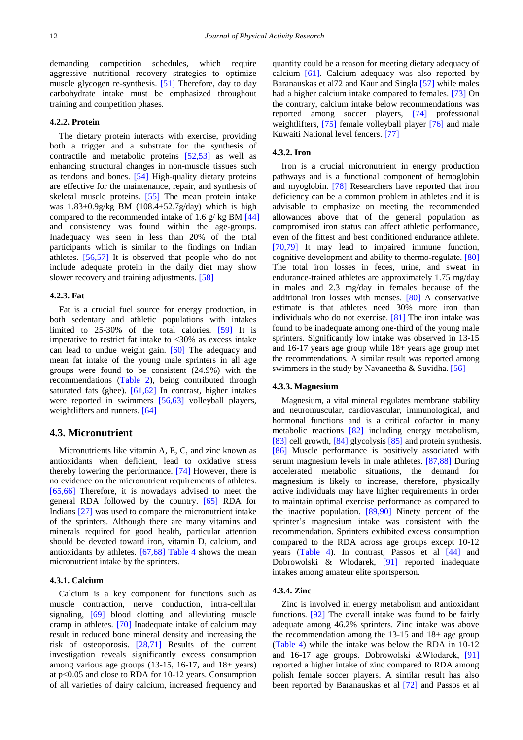demanding competition schedules, which require aggressive nutritional recovery strategies to optimize muscle glycogen re-synthesis. [51] Therefore, day to day carbohydrate intake must be emphasized throughout training and competition phases.

### 4.2.2. Protein

The dietary protein interacts with exercise, providing both a trigger and a substrate for the synthesis of contractile and metabolic proteins [52,53] as well as enhancing structural changes in non-muscle tissues such as tendons and bones. [54] High-quality dietary proteins are effective for the maintenance, repair, and synthesis of skeletal muscle proteins. [55] The mean protein intake was 1.83±0.9g/kg BM (108.4±52.7g/day) which is high compared to the recommended intake of 1.6 g/ kg BM [44] and consistency was found within the age-groups. Inadequacy was seen in less than 20% of the total participants which is similar to the findings on Indian athletes. [56,57] It is observed that people who do not include adequate protein in the daily diet may show slower recovery and training adjustments. [58]

### 4.2.3. Fat

Fat is a crucial fuel source for energy production, in both sedentary and athletic populations with intakes limited to 25-30% of the total calories. [59] It is imperative to restrict fat intake to <30% as excess intake can lead to undue weight gain. [60] The adequacy and mean fat intake of the young male sprinters in all age groups were found to be consistent (24.9%) with the recommendations (Table 2), being contributed through saturated fats (ghee). [61,62] In contrast, higher intakes were reported in swimmers [56,63] volleyball players, weightlifters and runners. [64]

## 4.3. Micronutrient

Micronutrients like vitamin A, E, C, and zinc known as antioxidants when deficient, lead to oxidative stress thereby lowering the performance. [74] However, there is no evidence on the micronutrient requirements of athletes. [65,66] Therefore, it is nowadays advised to meet the general RDA followed by the country. [65] RDA for Indians [27] was used to compare the micronutrient intake of the sprinters. Although there are many vitamins and minerals required for good health, particular attention should be devoted toward iron, vitamin D, calcium, and antioxidants by athletes. [67,68] Table 4 shows the mean micronutrient intake by the sprinters.

### 4.3.1. Calcium

Calcium is a key component for functions such as muscle contraction, nerve conduction, intra-cellular signaling, [69] blood clotting and alleviating muscle cramp in athletes. [70] Inadequate intake of calcium may result in reduced bone mineral density and increasing the risk of osteoporosis. [28,71] Results of the current investigation reveals significantly excess consumption among various age groups (13-15, 16-17, and 18+ years) at p<0.05 and close to RDA for 10-12 years. Consumption of all varieties of dairy calcium, increased frequency and quantity could be a reason for meeting dietary adequacy of calcium [61]. Calcium adequacy was also reported by Baranauskas et al72 and Kaur and Singla [57] while males had a higher calcium intake compared to females. [73] On the contrary, calcium intake below recommendations was reported among soccer players, [74] professional weightlifters, [75] female volleyball player [76] and male Kuwaiti National level fencers. [77]

### 4.3.2. Iron

Iron is a crucial micronutrient in energy production pathways and is a functional component of hemoglobin and myoglobin. [78] Researchers have reported that iron deficiency can be a common problem in athletes and it is advisable to emphasize on meeting the recommended allowances above that of the general population as compromised iron status can affect athletic performance, even of the fittest and best conditioned endurance athlete. [70,79] It may lead to impaired immune function, cognitive development and ability to thermo-regulate. [80] The total iron losses in feces, urine, and sweat in endurance-trained athletes are approximately 1.75 mg/day in males and 2.3 mg/day in females because of the additional iron losses with menses. [80] A conservative estimate is that athletes need 30% more iron than individuals who do not exercise. [81] The iron intake was found to be inadequate among one-third of the young male sprinters. Significantly low intake was observed in 13-15 and 16-17 years age group while 18+ years age group met the recommendations. A similar result was reported among swimmers in the study by Navaneetha & Suvidha. [56]

### 4.3.3. Magnesium

Magnesium, a vital mineral regulates membrane stability and neuromuscular, cardiovascular, immunological, and hormonal functions and is a critical cofactor in many metabolic reactions [82] including energy metabolism, [83] cell growth, [84] glycolysis [85] and protein synthesis. [86] Muscle performance is positively associated with serum magnesium levels in male athletes. [87,88] During accelerated metabolic situations, the demand for magnesium is likely to increase, therefore, physically active individuals may have higher requirements in order to maintain optimal exercise performance as compared to the inactive population. [89,90] Ninety percent of the sprinter's magnesium intake was consistent with the recommendation. Sprinters exhibited excess consumption compared to the RDA across age groups except 10-12 years (Table 4). In contrast, Passos et al [44] and Dobrowolski & Wlodarek, [91] reported inadequate intakes among amateur elite sportsperson.

### 4.3.4. Zinc

Zinc is involved in energy metabolism and antioxidant functions. [92] The overall intake was found to be fairly adequate among 46.2% sprinters. Zinc intake was above the recommendation among the 13-15 and 18+ age group (Table 4) while the intake was below the RDA in 10-12 and 16-17 age groups. Dobrowolski &Włodarek, [91] reported a higher intake of zinc compared to RDA among polish female soccer players. A similar result has also been reported by Baranauskas et al [72] and Passos et al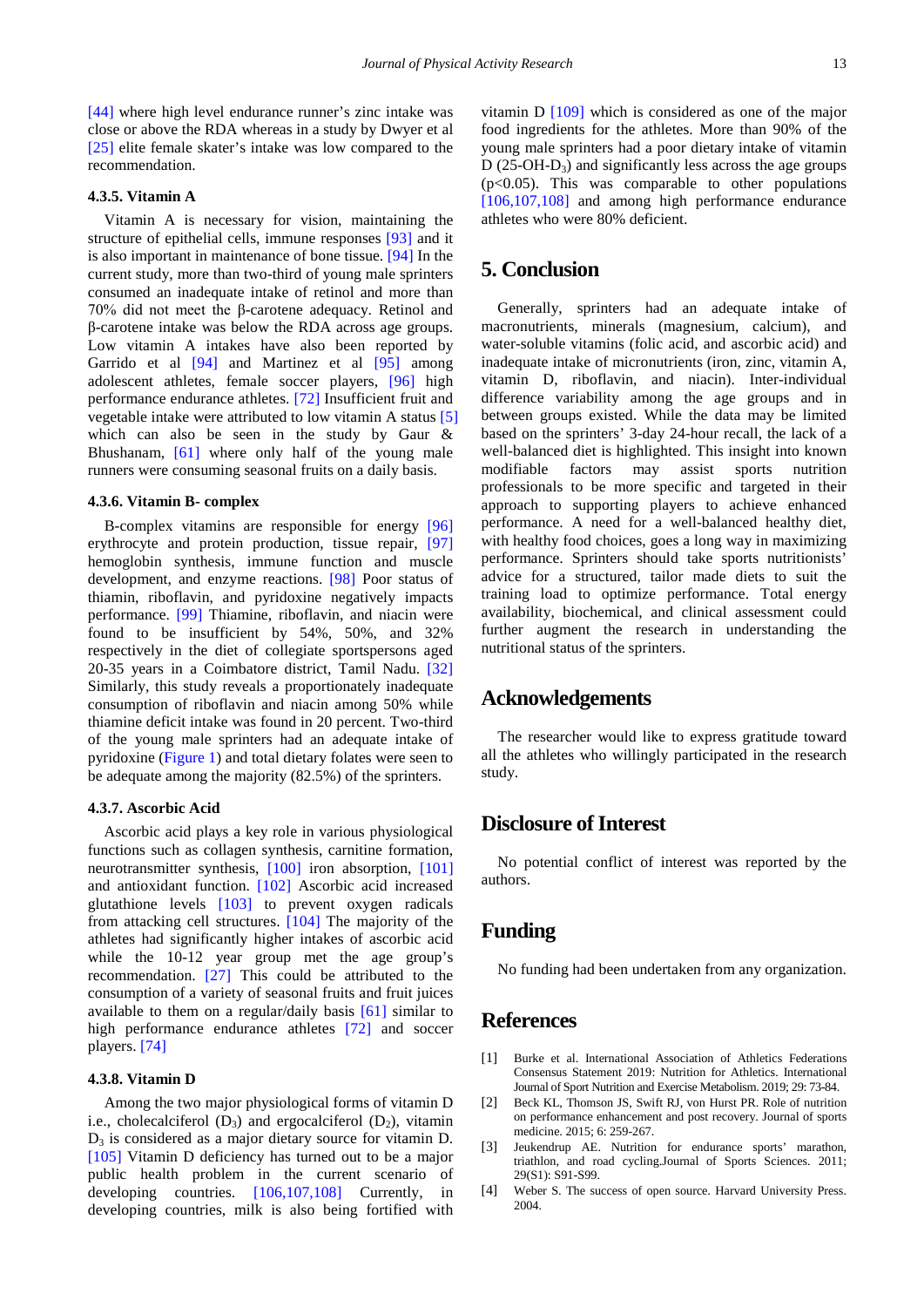[44] where high level endurance runner's zinc intake was close or above the RDA whereas in a study by Dwyer et al [25] elite female skater's intake was low compared to the recommendation.

### 4.3.5. Vitamin A

Vitamin A is necessary for vision, maintaining the structure of epithelial cells, immune responses [93] and it is also important in maintenance of bone tissue. [94] In the current study, more than two-third of young male sprinters consumed an inadequate intake of retinol and more than 70% did not meet the β-carotene adequacy. Retinol and β-carotene intake was below the RDA across age groups. Low vitamin A intakes have also been reported by Garrido et al [94] and Martinez et al [95] among adolescent athletes, female soccer players, [96] high performance endurance athletes. [72] Insufficient fruit and vegetable intake were attributed to low vitamin A status [5] which can also be seen in the study by Gaur & Bhushanam, [61] where only half of the young male runners were consuming seasonal fruits on a daily basis.

### 4.3.6. Vitamin B- complex

B-complex vitamins are responsible for energy [96] erythrocyte and protein production, tissue repair, [97] hemoglobin synthesis, immune function and muscle development, and enzyme reactions. [98] Poor status of thiamin, riboflavin, and pyridoxine negatively impacts performance. [99] Thiamine, riboflavin, and niacin were found to be insufficient by 54%, 50%, and 32% respectively in the diet of collegiate sportspersons aged 20-35 years in a Coimbatore district, Tamil Nadu. [32] Similarly, this study reveals a proportionately inadequate consumption of riboflavin and niacin among 50% while thiamine deficit intake was found in 20 percent. Two-third of the young male sprinters had an adequate intake of pyridoxine (Figure 1) and total dietary folates were seen to be adequate among the majority (82.5%) of the sprinters.

### 4.3.7. Ascorbic Acid

Ascorbic acid plays a key role in various physiological functions such as collagen synthesis, carnitine formation, neurotransmitter synthesis, [100] iron absorption, [101] and antioxidant function. [102] Ascorbic acid increased glutathione levels [103] to prevent oxygen radicals from attacking cell structures. [104] The majority of the athletes had significantly higher intakes of ascorbic acid while the 10-12 year age group met the age group's recommendation. [27] This could be attributed to the consumption of a variety of seasonal fruits and fruit juices available to them on a regular/daily basis [61] similar to high performance endurance athletes [72] and soccer players. [74]

### 4.3.8. Vitamin D

Among the two major physiological forms of vitamin D i.e., cholecalciferol ($D_3$) and ergocalciferol ($D_2$), vitamin $D_3$ is considered as a major dietary source for vitamin D. [105] Vitamin D deficiency has turned out to be a major public health problem in the current scenario of developing countries. [106,107,108] Currently, in developing countries, milk is also being fortified with vitamin D [109] which is considered as one of the major food ingredients for the athletes. More than 90% of the young male sprinters had a poor dietary intake of vitamin D (25-OH-$D_3$) and significantly less across the age groups ($p<0.05$). This was comparable to other populations [106,107,108] and among high performance endurance athletes who were 80% deficient.

## 5. Conclusion

Generally, sprinters had an adequate intake of macronutrients, minerals (magnesium, calcium), and water-soluble vitamins (folic acid, and ascorbic acid) and inadequate intake of micronutrients (iron, zinc, vitamin A, vitamin D, riboflavin, and niacin). Inter-individual difference variability among the age groups and in between groups existed. While the data may be limited based on the sprinters' 3-day 24-hour recall, the lack of a well-balanced diet is highlighted. This insight into known modifiable factors may assist sports nutrition professionals to be more specific and targeted in their approach to supporting players to achieve enhanced performance. A need for a well-balanced healthy diet, with healthy food choices, goes a long way in maximizing performance. Sprinters should take sports nutritionists' advice for a structured, tailor made diets to suit the training load to optimize performance. Total energy availability, biochemical, and clinical assessment could further augment the research in understanding the nutritional status of the sprinters.

## Acknowledgements

The researcher would like to express gratitude toward all the athletes who willingly participated in the research study.

## Disclosure of Interest

No potential conflict of interest was reported by the authors.

## Funding

No funding had been undertaken from any organization.

## References

[1] Burke et al. International Association of Athletics Federations Consensus Statement 2019: Nutrition for Athletics. International Journal of Sport Nutrition and Exercise Metabolism. 2019; 29: 73-84.

[2] Beck KL, Thomson JS, Swift RJ, von Hurst PR. Role of nutrition on performance enhancement and post recovery. Journal of sports medicine. 2015; 6: 259-267.

[3] Jeukendrup AE. Nutrition for endurance sports' marathon, triathlon, and road cycling.Journal of Sports Sciences. 2011; 29(S1): S91-S99.

[4] Weber S. The success of open source. Harvard University Press. 2004.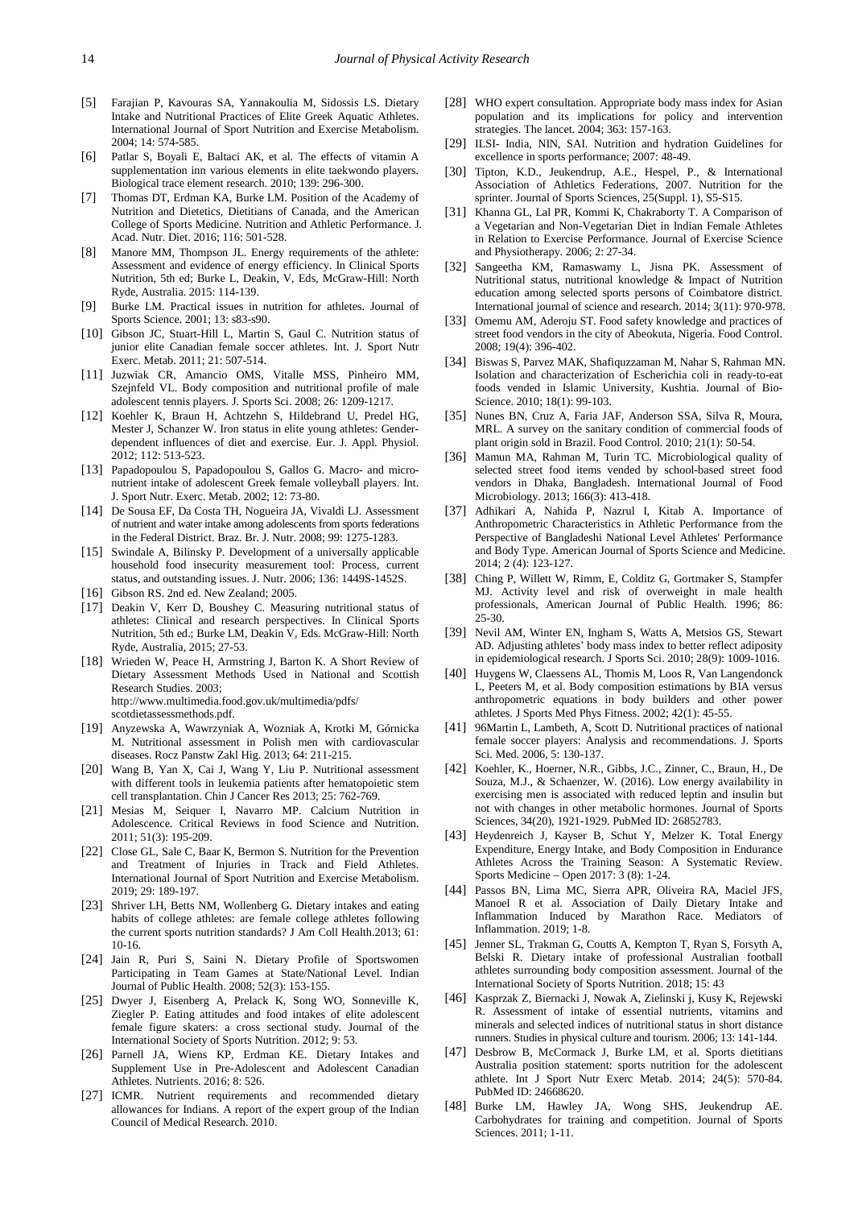[5] Farajian P, Kavouras SA, Yannakoulia M, Sidossis LS. Dietary Intake and Nutritional Practices of Elite Greek Aquatic Athletes. International Journal of Sport Nutrition and Exercise Metabolism. 2004; 14: 574-585.

[6] Patlar S, Boyali E, Baltaci AK, et al. The effects of vitamin A supplementation inn various elements in elite taekwondo players. Biological trace element research. 2010; 139: 296-300.

[7] Thomas DT, Erdman KA, Burke LM. Position of the Academy of Nutrition and Dietetics, Dietitians of Canada, and the American College of Sports Medicine. Nutrition and Athletic Performance. J. Acad. Nutr. Diet. 2016; 116: 501-528.

[8] Manore MM, Thompson JL. Energy requirements of the athlete: Assessment and evidence of energy efficiency. In Clinical Sports Nutrition, 5th ed; Burke L, Deakin, V, Eds, McGraw-Hill: North Ryde, Australia. 2015: 114-139.

[9] Burke LM. Practical issues in nutrition for athletes. Journal of Sports Science. 2001; 13: s83-s90.

[10] Gibson JC, Stuart-Hill L, Martin S, Gaul C. Nutrition status of junior elite Canadian female soccer athletes. Int. J. Sport Nutr Exerc. Metab. 2011; 21: 507-514.

[11] Juzwiak CR, Amancio OMS, Vitalle MSS, Pinheiro MM, Szejnfeld VL. Body composition and nutritional profile of male adolescent tennis players. J. Sports Sci. 2008; 26: 1209-1217.

[12] Koehler K, Braun H, Achtzehn S, Hildebrand U, Predel HG, Mester J, Schanzer W. Iron status in elite young athletes: Gender-dependent influences of diet and exercise. Eur. J. Appl. Physiol. 2012; 112: 513-523.

[13] Papadopoulou S, Papadopoulou S, Gallos G. Macro- and micro-nutrient intake of adolescent Greek female volleyball players. Int. J. Sport Nutr. Exerc. Metab. 2002; 12: 73-80.

[14] De Sousa EF, Da Costa TH, Nogueira JA, Vivaldi LJ. Assessment of nutrient and water intake among adolescents from sports federations in the Federal District. Braz. Br. J. Nutr. 2008; 99: 1275-1283.

[15] Swindale A, Bilinsky P. Development of a universally applicable household food insecurity measurement tool: Process, current status, and outstanding issues. J. Nutr. 2006; 136: 1449S-1452S.

[16] Gibson RS. 2nd ed. New Zealand; 2005.

[17] Deakin V, Kerr D, Boushey C. Measuring nutritional status of athletes: Clinical and research perspectives. In Clinical Sports Nutrition, 5th ed.; Burke LM, Deakin V, Eds. McGraw-Hill: North Ryde, Australia, 2015; 27-53.

[18] Wrieden W, Peace H, Armstring J, Barton K. A Short Review of Dietary Assessment Methods Used in National and Scottish Research Studies. 2003; http://www.multimedia.food.gov.uk/multimedia/pdfs/scotdietassessmethods.pdf.

[19] Anyzewska A, Wawrzyniak A, Wozniak A, Krotki M, Górnicka M. Nutritional assessment in Polish men with cardiovascular diseases. Rocz Panstw Zakl Hig. 2013; 64: 211-215.

[20] Wang B, Yan X, Cai J, Wang Y, Liu P. Nutritional assessment with different tools in leukemia patients after hematopoietic stem cell transplantation. Chin J Cancer Res 2013; 25: 762-769.

[21] Mesias M, Seiquer I, Navarro MP. Calcium Nutrition in Adolescence. Critical Reviews in food Science and Nutrition. 2011; 51(3): 195-209.

[22] Close GL, Sale C, Baar K, Bermon S. Nutrition for the Prevention and Treatment of Injuries in Track and Field Athletes. International Journal of Sport Nutrition and Exercise Metabolism. 2019; 29: 189-197.

[23] Shriver LH, Betts NM, Wollenberg G. Dietary intakes and eating habits of college athletes: are female college athletes following the current sports nutrition standards? J Am Coll Health.2013; 61: 10-16.

[24] Jain R, Puri S, Saini N. Dietary Profile of Sportswomen Participating in Team Games at State/National Level. Indian Journal of Public Health. 2008; 52(3): 153-155.

[25] Dwyer J, Eisenberg A, Prelack K, Song WO, Sonneville K, Ziegler P. Eating attitudes and food intakes of elite adolescent female figure skaters: a cross sectional study. Journal of the International Society of Sports Nutrition. 2012; 9: 53.

[26] Parnell JA, Wiens KP, Erdman KE. Dietary Intakes and Supplement Use in Pre-Adolescent and Adolescent Canadian Athletes. Nutrients. 2016; 8: 526.

[27] ICMR. Nutrient requirements and recommended dietary allowances for Indians. A report of the expert group of the Indian Council of Medical Research. 2010.

[28] WHO expert consultation. Appropriate body mass index for Asian population and its implications for policy and intervention strategies. The lancet. 2004; 363: 157-163.

[29] ILSI- India, NIN, SAI. Nutrition and hydration Guidelines for excellence in sports performance; 2007: 48-49.

[30] Tipton, K.D., Jeukendrup, A.E., Hespel, P., & International Association of Athletics Federations, 2007. Nutrition for the sprinter. Journal of Sports Sciences, 25(Suppl. 1), S5-S15.

[31] Khanna GL, Lal PR, Kommi K, Chakraborty T. A Comparison of a Vegetarian and Non-Vegetarian Diet in Indian Female Athletes in Relation to Exercise Performance. Journal of Exercise Science and Physiotherapy. 2006; 2: 27-34.

[32] Sangeetha KM, Ramaswamy L, Jisna PK. Assessment of Nutritional status, nutritional knowledge & Impact of Nutrition education among selected sports persons of Coimbatore district. International journal of science and research. 2014; 3(11): 970-978.

[33] Omemu AM, Aderoju ST. Food safety knowledge and practices of street food vendors in the city of Abeokuta, Nigeria. Food Control. 2008; 19(4): 396-402.

[34] Biswas S, Parvez MAK, Shafiquzzaman M, Nahar S, Rahman MN. Isolation and characterization of Escherichia coli in ready-to-eat foods vended in Islamic University, Kushtia. Journal of Bio-Science. 2010; 18(1): 99-103.

[35] Nunes BN, Cruz A, Faria JAF, Anderson SSA, Silva R, Moura, MRL. A survey on the sanitary condition of commercial foods of plant origin sold in Brazil. Food Control. 2010; 21(1): 50-54.

[36] Mamun MA, Rahman M, Turin TC. Microbiological quality of selected street food items vended by school-based street food vendors in Dhaka, Bangladesh. International Journal of Food Microbiology. 2013; 166(3): 413-418.

[37] Adhikari A, Nahida P, Nazrul I, Kitab A. Importance of Anthropometric Characteristics in Athletic Performance from the Perspective of Bangladeshi National Level Athletes' Performance and Body Type. American Journal of Sports Science and Medicine. 2014; 2 (4): 123-127.

[38] Ching P, Willett W, Rimm, E, Colditz G, Gortmaker S, Stampfer MJ. Activity level and risk of overweight in male health professionals, American Journal of Public Health. 1996; 86: 25-30.

[39] Nevil AM, Winter EN, Ingham S, Watts A, Metsios GS, Stewart AD. Adjusting athletes' body mass index to better reflect adiposity in epidemiological research. J Sports Sci. 2010; 28(9): 1009-1016.

[40] Huygens W, Claessens AL, Thomis M, Loos R, Van Langendonck L, Peeters M, et al. Body composition estimations by BIA versus anthropometric equations in body builders and other power athletes. J Sports Med Phys Fitness. 2002; 42(1): 45-55.

[41] 96Martin L, Lambeth, A, Scott D. Nutritional practices of national female soccer players: Analysis and recommendations. J. Sports Sci. Med. 2006, 5: 130-137.

[42] Koehler, K., Hoerner, N.R., Gibbs, J.C., Zinner, C., Braun, H., De Souza, M.J., & Schaenzer, W. (2016). Low energy availability in exercising men is associated with reduced leptin and insulin but not with changes in other metabolic hormones. Journal of Sports Sciences, 34(20), 1921-1929. PubMed ID: 26852783.

[43] Heydenreich J, Kayser B, Schut Y, Melzer K. Total Energy Expenditure, Energy Intake, and Body Composition in Endurance Athletes Across the Training Season: A Systematic Review. Sports Medicine – Open 2017: 3 (8): 1-24.

[44] Passos BN, Lima MC, Sierra APR, Oliveira RA, Maciel JFS, Manoel R et al. Association of Daily Dietary Intake and Inflammation Induced by Marathon Race. Mediators of Inflammation. 2019; 1-8.

[45] Jenner SL, Trakman G, Coutts A, Kempton T, Ryan S, Forsyth A, Belski R. Dietary intake of professional Australian football athletes surrounding body composition assessment. Journal of the International Society of Sports Nutrition. 2018; 15: 43

[46] Kasprzak Z, Biernacki J, Nowak A, Zielinski j, Kusy K, Rejewski R. Assessment of intake of essential nutrients, vitamins and minerals and selected indices of nutritional status in short distance runners. Studies in physical culture and tourism. 2006; 13: 141-144.

[47] Desbrow B, McCormack J, Burke LM, et al. Sports dietitians Australia position statement: sports nutrition for the adolescent athlete. Int J Sport Nutr Exerc Metab. 2014; 24(5): 570-84. PubMed ID: 24668620.

[48] Burke LM, Hawley JA, Wong SHS, Jeukendrup AE. Carbohydrates for training and competition. Journal of Sports Sciences. 2011; 1-11.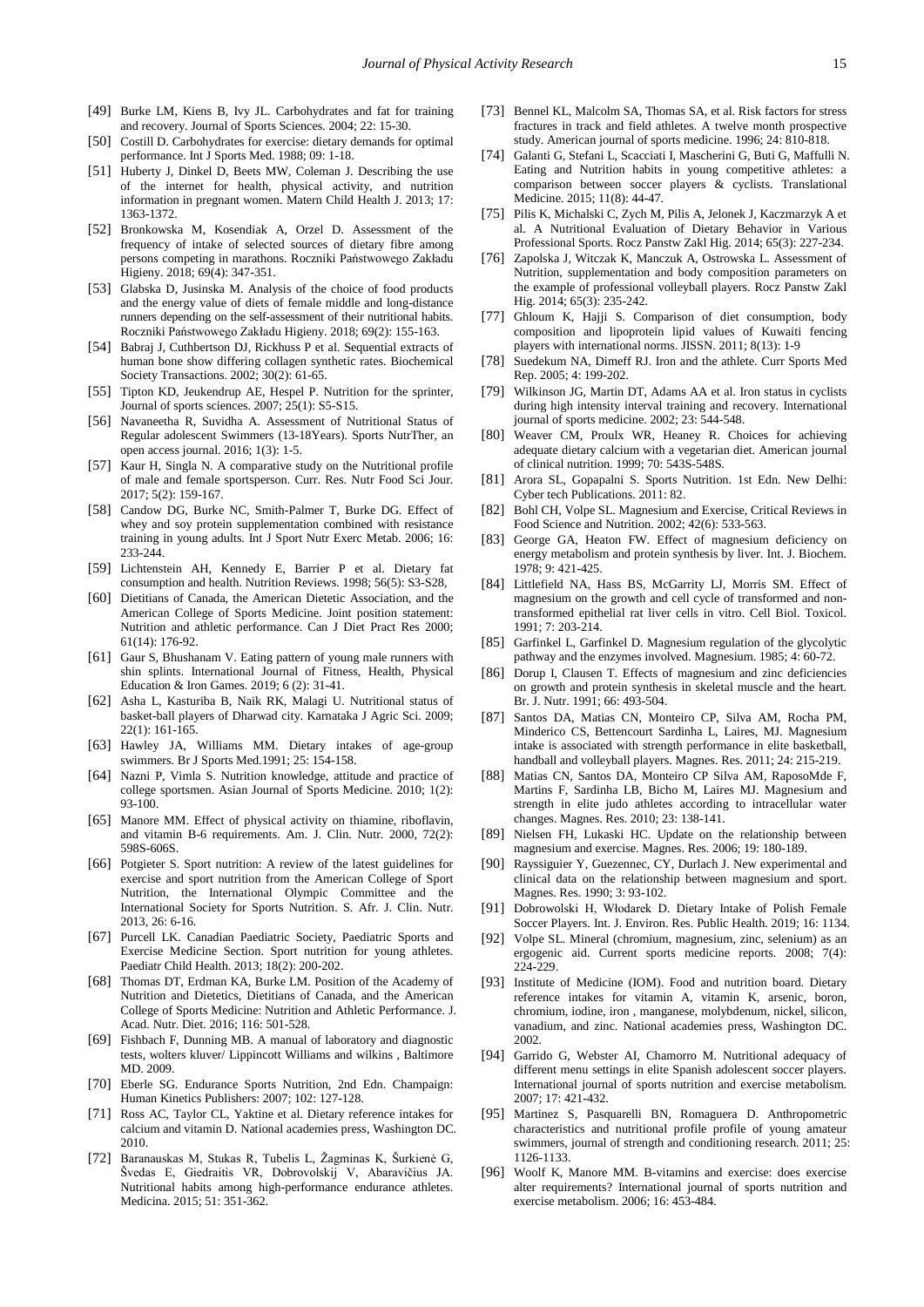[49] Burke LM, Kiens B, Ivy JL. Carbohydrates and fat for training and recovery. Journal of Sports Sciences. 2004; 22: 15-30.

[50] Costill D. Carbohydrates for exercise: dietary demands for optimal performance. Int J Sports Med. 1988; 09: 1-18.

[51] Huberty J, Dinkel D, Beets MW, Coleman J. Describing the use of the internet for health, physical activity, and nutrition information in pregnant women. Matern Child Health J. 2013; 17: 1363-1372.

[52] Bronkowska M, Kosendiak A, Orzel D. Assessment of the frequency of intake of selected sources of dietary fibre among persons competing in marathons. Roczniki Państwowego Zakładu Higieny. 2018; 69(4): 347-351.

[53] Glabska D, Jusinska M. Analysis of the choice of food products and the energy value of diets of female middle and long-distance runners depending on the self-assessment of their nutritional habits. Roczniki Państwowego Zakładu Higieny. 2018; 69(2): 155-163.

[54] Babraj J, Cuthbertson DJ, Rickhuss P et al. Sequential extracts of human bone show differing collagen synthetic rates. Biochemical Society Transactions. 2002; 30(2): 61-65.

[55] Tipton KD, Jeukendrup AE, Hespel P. Nutrition for the sprinter, Journal of sports sciences. 2007; 25(1): S5-S15.

[56] Navaneetha R, Suvidha A. Assessment of Nutritional Status of Regular adolescent Swimmers (13-18Years). Sports NutrTher, an open access journal. 2016; 1(3): 1-5.

[57] Kaur H, Singla N. A comparative study on the Nutritional profile of male and female sportsperson. Curr. Res. Nutr Food Sci Jour. 2017; 5(2): 159-167.

[58] Candow DG, Burke NC, Smith-Palmer T, Burke DG. Effect of whey and soy protein supplementation combined with resistance training in young adults. Int J Sport Nutr Exerc Metab. 2006; 16: 233-244.

[59] Lichtenstein AH, Kennedy E, Barrier P et al. Dietary fat consumption and health. Nutrition Reviews. 1998; 56(5): S3-S28,

[60] Dietitians of Canada, the American Dietetic Association, and the American College of Sports Medicine. Joint position statement: Nutrition and athletic performance. Can J Diet Pract Res 2000; 61(14): 176-92.

[61] Gaur S, Bhushanam V. Eating pattern of young male runners with shin splints. International Journal of Fitness, Health, Physical Education & Iron Games. 2019; 6 (2): 31-41.

[62] Asha L, Kasturiba B, Naik RK, Malagi U. Nutritional status of basket-ball players of Dharwad city. Karnataka J Agric Sci. 2009; 22(1): 161-165.

[63] Hawley JA, Williams MM. Dietary intakes of age-group swimmers. Br J Sports Med.1991; 25: 154-158.

[64] Nazni P, Vimla S. Nutrition knowledge, attitude and practice of college sportsmen. Asian Journal of Sports Medicine. 2010; 1(2): 93-100.

[65] Manore MM. Effect of physical activity on thiamine, riboflavin, and vitamin B-6 requirements. Am. J. Clin. Nutr. 2000, 72(2): 598S-606S.

[66] Potgieter S. Sport nutrition: A review of the latest guidelines for exercise and sport nutrition from the American College of Sport Nutrition, the International Olympic Committee and the International Society for Sports Nutrition. S. Afr. J. Clin. Nutr. 2013, 26: 6-16.

[67] Purcell LK. Canadian Paediatric Society, Paediatric Sports and Exercise Medicine Section. Sport nutrition for young athletes. Paediatr Child Health. 2013; 18(2): 200-202.

[68] Thomas DT, Erdman KA, Burke LM. Position of the Academy of Nutrition and Dietetics, Dietitians of Canada, and the American College of Sports Medicine: Nutrition and Athletic Performance. J. Acad. Nutr. Diet. 2016; 116: 501-528.

[69] Fishbach F, Dunning MB. A manual of laboratory and diagnostic tests, wolters kluver/ Lippincott Williams and wilkins , Baltimore MD. 2009.

[70] Eberle SG. Endurance Sports Nutrition, 2nd Edn. Champaign: Human Kinetics Publishers: 2007; 102: 127-128.

[71] Ross AC, Taylor CL, Yaktine et al. Dietary reference intakes for calcium and vitamin D. National academies press, Washington DC. 2010.

[72] Baranauskas M, Stukas R, Tubelis L, Žagminas K, Šurkienė G, Švedas E, Giedraitis VR, Dobrovolskij V, Abaravičius JA. Nutritional habits among high-performance endurance athletes. Medicina. 2015; 51: 351-362.

[73] Bennel KL, Malcolm SA, Thomas SA, et al. Risk factors for stress fractures in track and field athletes. A twelve month prospective study. American journal of sports medicine. 1996; 24: 810-818.

[74] Galanti G, Stefani L, Scacciati I, Mascherini G, Buti G, Maffulli N. Eating and Nutrition habits in young competitive athletes: a comparison between soccer players & cyclists. Translational Medicine. 2015; 11(8): 44-47.

[75] Pilis K, Michalski C, Zych M, Pilis A, Jelonek J, Kaczmarzyk A et al. A Nutritional Evaluation of Dietary Behavior in Various Professional Sports. Rocz Panstw Zakl Hig. 2014; 65(3): 227-234.

[76] Zapolska J, Witczak K, Manczuk A, Ostrowska L. Assessment of Nutrition, supplementation and body composition parameters on the example of professional volleyball players. Rocz Panstw Zakl Hig. 2014; 65(3): 235-242.

[77] Ghloum K, Hajji S. Comparison of diet consumption, body composition and lipoprotein lipid values of Kuwaiti fencing players with international norms. JISSN. 2011; 8(13): 1-9

[78] Suedekum NA, Dimeff RJ. Iron and the athlete. Curr Sports Med Rep. 2005; 4: 199-202.

[79] Wilkinson JG, Martin DT, Adams AA et al. Iron status in cyclists during high intensity interval training and recovery. International journal of sports medicine. 2002; 23: 544-548.

[80] Weaver CM, Proulx WR, Heaney R. Choices for achieving adequate dietary calcium with a vegetarian diet. American journal of clinical nutrition. 1999; 70: 543S-548S.

[81] Arora SL, Gopapalni S. Sports Nutrition. 1st Edn. New Delhi: Cyber tech Publications. 2011: 82.

[82] Bohl CH, Volpe SL. Magnesium and Exercise, Critical Reviews in Food Science and Nutrition. 2002; 42(6): 533-563.

[83] George GA, Heaton FW. Effect of magnesium deficiency on energy metabolism and protein synthesis by liver. Int. J. Biochem. 1978; 9: 421-425.

[84] Littlefield NA, Hass BS, McGarrity LJ, Morris SM. Effect of magnesium on the growth and cell cycle of transformed and non-transformed epithelial rat liver cells in vitro. Cell Biol. Toxicol. 1991; 7: 203-214.

[85] Garfinkel L, Garfinkel D. Magnesium regulation of the glycolytic pathway and the enzymes involved. Magnesium. 1985; 4: 60-72.

[86] Dorup I, Clausen T. Effects of magnesium and zinc deficiencies on growth and protein synthesis in skeletal muscle and the heart. Br. J. Nutr. 1991; 66: 493-504.

[87] Santos DA, Matias CN, Monteiro CP, Silva AM, Rocha PM, Minderico CS, Bettencourt Sardinha L, Laires, MJ. Magnesium intake is associated with strength performance in elite basketball, handball and volleyball players. Magnes. Res. 2011; 24: 215-219.

[88] Matias CN, Santos DA, Monteiro CP Silva AM, RaposoMde F, Martins F, Sardinha LB, Bicho M, Laires MJ. Magnesium and strength in elite judo athletes according to intracellular water changes. Magnes. Res. 2010; 23: 138-141.

[89] Nielsen FH, Lukaski HC. Update on the relationship between magnesium and exercise. Magnes. Res. 2006; 19: 180-189.

[90] Rayssiguier Y, Guezennec, CY, Durlach J. New experimental and clinical data on the relationship between magnesium and sport. Magnes. Res. 1990; 3: 93-102.

[91] Dobrowolski H, Włodarek D. Dietary Intake of Polish Female Soccer Players. Int. J. Environ. Res. Public Health. 2019; 16: 1134.

[92] Volpe SL. Mineral (chromium, magnesium, zinc, selenium) as an ergogenic aid. Current sports medicine reports. 2008; 7(4): 224-229.

[93] Institute of Medicine (IOM). Food and nutrition board. Dietary reference intakes for vitamin A, vitamin K, arsenic, boron, chromium, iodine, iron , manganese, molybdenum, nickel, silicon, vanadium, and zinc. National academies press, Washington DC. 2002.

[94] Garrido G, Webster AI, Chamorro M. Nutritional adequacy of different menu settings in elite Spanish adolescent soccer players. International journal of sports nutrition and exercise metabolism. 2007; 17: 421-432.

[95] Martinez S, Pasquarelli BN, Romaguera D. Anthropometric characteristics and nutritional profile profile of young amateur swimmers, journal of strength and conditioning research. 2011; 25: 1126-1133.

[96] Woolf K, Manore MM. B-vitamins and exercise: does exercise alter requirements? International journal of sports nutrition and exercise metabolism. 2006; 16: 453-484.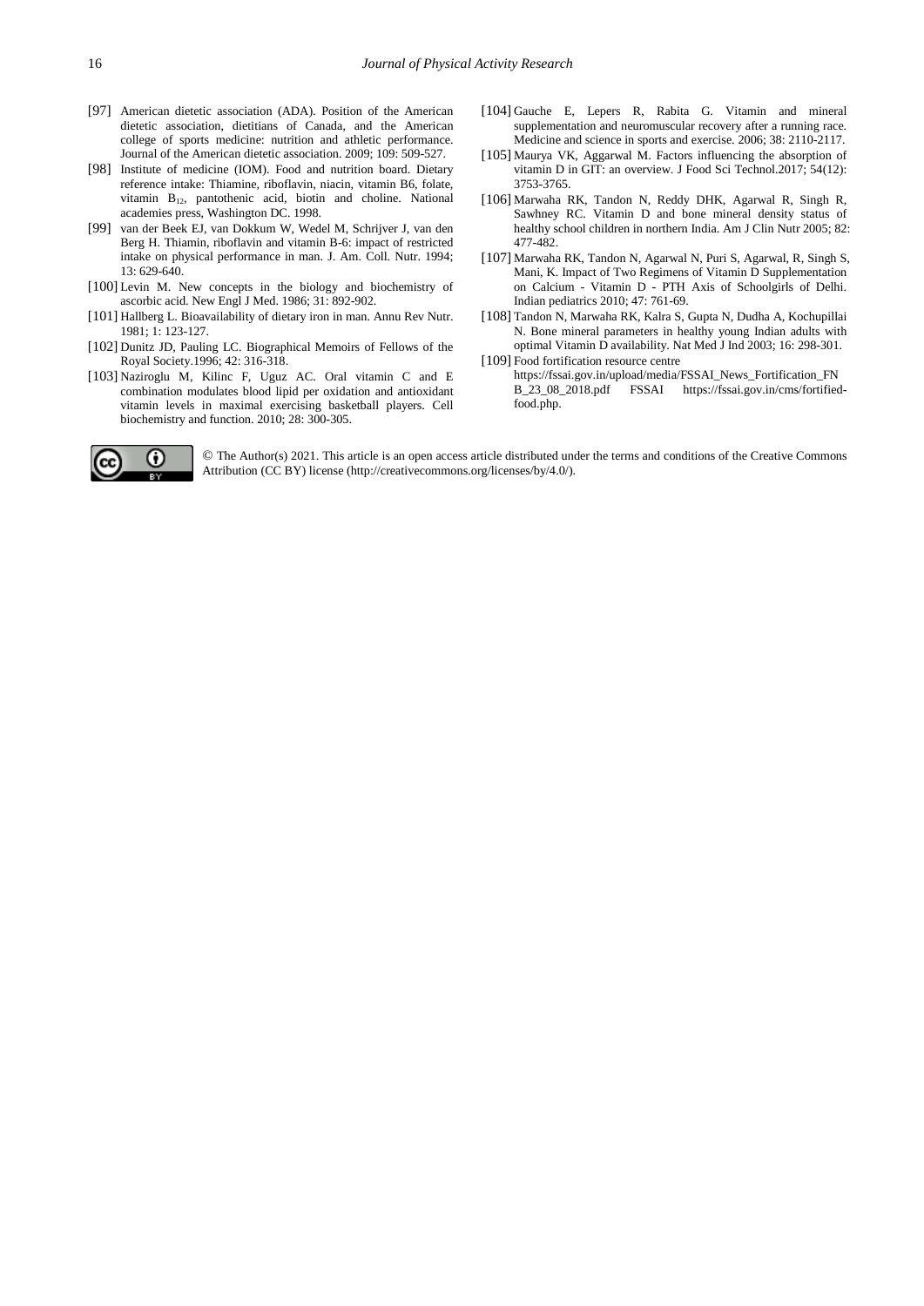[97] American dietetic association (ADA). Position of the American dietetic association, dietitians of Canada, and the American college of sports medicine: nutrition and athletic performance. Journal of the American dietetic association. 2009; 109: 509-527.

[98] Institute of medicine (IOM). Food and nutrition board. Dietary reference intake: Thiamine, riboflavin, niacin, vitamin B6, folate, vitamin $B_{12}$, pantothenic acid, biotin and choline. National academies press, Washington DC. 1998.

[99] van der Beek EJ, van Dokkum W, Wedel M, Schrijver J, van den Berg H. Thiamin, riboflavin and vitamin B-6: impact of restricted intake on physical performance in man. J. Am. Coll. Nutr. 1994; 13: 629-640.

[100] Levin M. New concepts in the biology and biochemistry of ascorbic acid. New Engl J Med. 1986; 31: 892-902.

[101] Hallberg L. Bioavailability of dietary iron in man. Annu Rev Nutr. 1981; 1: 123-127.

[102] Dunitz JD, Pauling LC. Biographical Memoirs of Fellows of the Royal Society.1996; 42: 316-318.

[103] Naziroglu M, Kilinc F, Uguz AC. Oral vitamin C and E combination modulates blood lipid per oxidation and antioxidant vitamin levels in maximal exercising basketball players. Cell biochemistry and function. 2010; 28: 300-305.

[104] Gauche E, Lepers R, Rabita G. Vitamin and mineral supplementation and neuromuscular recovery after a running race. Medicine and science in sports and exercise. 2006; 38: 2110-2117.

[105] Maurya VK, Aggarwal M. Factors influencing the absorption of vitamin D in GIT: an overview. J Food Sci Technol.2017; 54(12): 3753-3765.

[106] Marwaha RK, Tandon N, Reddy DHK, Agarwal R, Singh R, Sawhney RC. Vitamin D and bone mineral density status of healthy school children in northern India. Am J Clin Nutr 2005; 82: 477-482.

[107] Marwaha RK, Tandon N, Agarwal N, Puri S, Agarwal, R, Singh S, Mani, K. Impact of Two Regimens of Vitamin D Supplementation on Calcium - Vitamin D - PTH Axis of Schoolgirls of Delhi. Indian pediatrics 2010; 47: 761-69.

[108] Tandon N, Marwaha RK, Kalra S, Gupta N, Dudha A, Kochupillai N. Bone mineral parameters in healthy young Indian adults with optimal Vitamin D availability. Nat Med J Ind 2003; 16: 298-301.

[109] Food fortification resource centre https://fssai.gov.in/upload/media/FSSAI_News_Fortification_FNB_23_08_2018.pdf FSSAI https://fssai.gov.in/cms/fortified-food.php.

© The Author(s) 2021. This article is an open access article distributed under the terms and conditions of the Creative Commons Attribution (CC BY) license (http://creativecommons.org/licenses/by/4.0/).